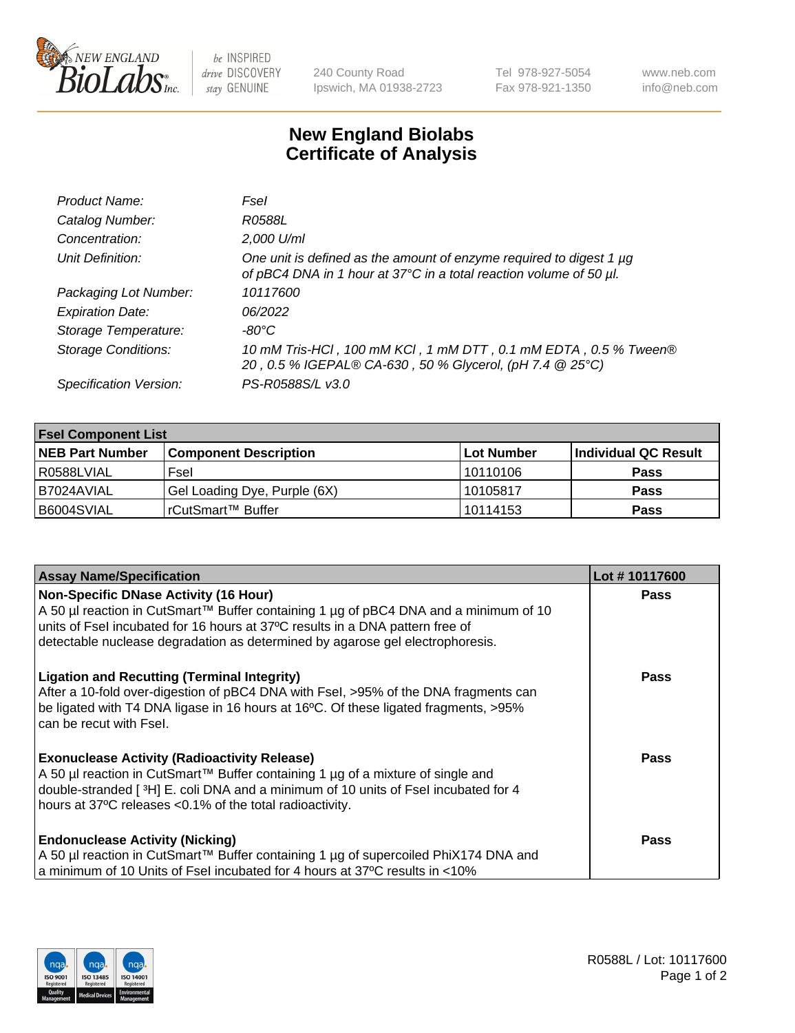# New England Biolabs Certificate of Analysis

| | |
|---|---|
| *Product Name:* | *FseI* |
| *Catalog Number:* | *R0588L* |
| *Concentration:* | *2,000 U/ml* |
| *Unit Definition:* | *One unit is defined as the amount of enzyme required to digest 1 µg of pBC4 DNA in 1 hour at 37°C in a total reaction volume of 50 µl.* |
| *Packaging Lot Number:* | *10117600* |
| *Expiration Date:* | *06/2022* |
| *Storage Temperature:* | *-80°C* |
| *Storage Conditions:* | *10 mM Tris-HCl , 100 mM KCl , 1 mM DTT , 0.1 mM EDTA , 0.5 % Tween® 20 , 0.5 % IGEPAL® CA-630 , 50 % Glycerol, (pH 7.4 @ 25°C)* |
| *Specification Version:* | *PS-R0588S/L v3.0* |

| FseI Component List | | | |
|---|---|---|---|
| **NEB Part Number** | **Component Description** | **Lot Number** | **Individual QC Result** |
| R0588LVIAL | FseI | 10110106 | **Pass** |
| B7024AVIAL | Gel Loading Dye, Purple (6X) | 10105817 | **Pass** |
| B6004SVIAL | rCutSmart™ Buffer | 10114153 | **Pass** |

| Assay Name/Specification | Lot # 10117600 |
|---|---|
| **Non-Specific DNase Activity (16 Hour)** A 50 µl reaction in CutSmart™ Buffer containing 1 µg of pBC4 DNA and a minimum of 10 units of FseI incubated for 16 hours at 37ºC results in a DNA pattern free of detectable nuclease degradation as determined by agarose gel electrophoresis. | **Pass** |
| **Ligation and Recutting (Terminal Integrity)** After a 10-fold over-digestion of pBC4 DNA with FseI, >95% of the DNA fragments can be ligated with T4 DNA ligase in 16 hours at 16ºC. Of these ligated fragments, >95% can be recut with FseI. | **Pass** |
| **Exonuclease Activity (Radioactivity Release)** A 50 µl reaction in CutSmart™ Buffer containing 1 µg of a mixture of single and double-stranded [ $^3$H] E. coli DNA and a minimum of 10 units of FseI incubated for 4 hours at 37ºC releases <0.1% of the total radioactivity. | **Pass** |
| **Endonuclease Activity (Nicking)** A 50 µl reaction in CutSmart™ Buffer containing 1 µg of supercoiled PhiX174 DNA and a minimum of 10 Units of FseI incubated for 4 hours at 37ºC results in <10% | **Pass** |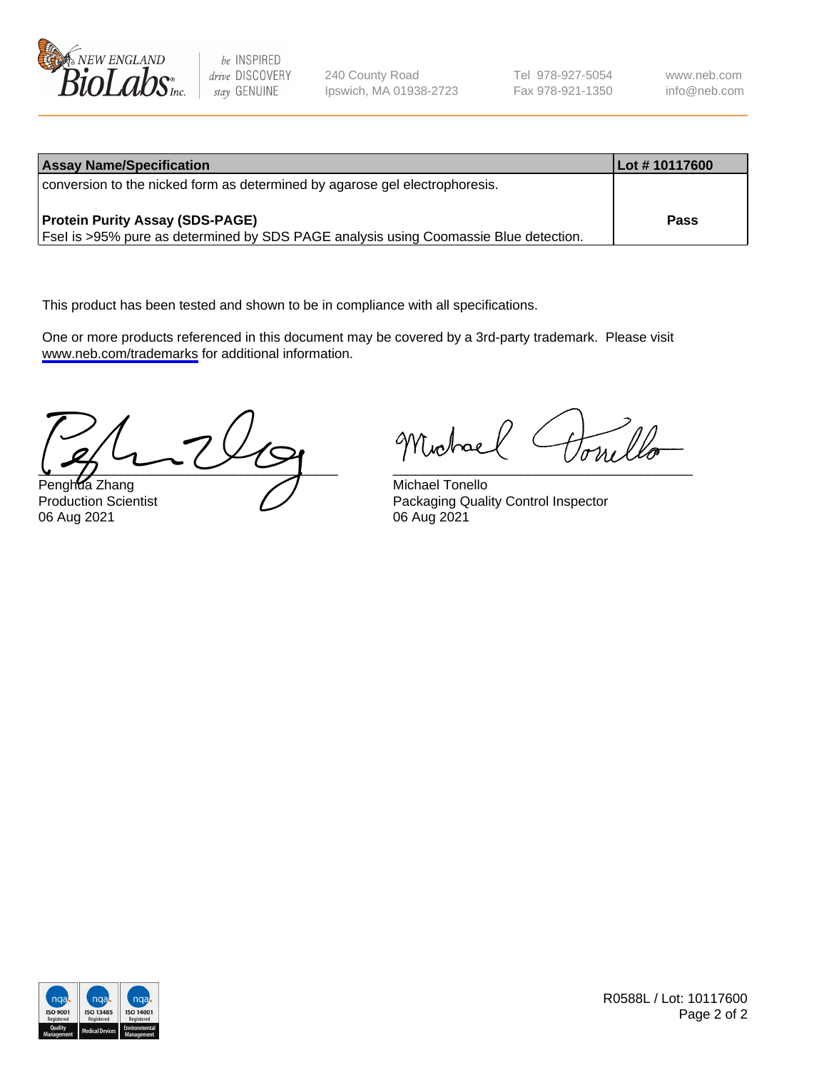| Assay Name/Specification | Lot # 10117600 |
|---|---|
| conversion to the nicked form as determined by agarose gel electrophoresis. | |
| **Protein Purity Assay (SDS-PAGE)**<br>FseI is >95% pure as determined by SDS PAGE analysis using Coomassie Blue detection. | **Pass** |

This product has been tested and shown to be in compliance with all specifications.

One or more products referenced in this document may be covered by a 3rd-party trademark. Please visit www.neb.com/trademarks for additional information.

Penghua Zhang
Production Scientist
06 Aug 2021

Michael Tonello
Packaging Quality Control Inspector
06 Aug 2021

R0588L / Lot: 10117600